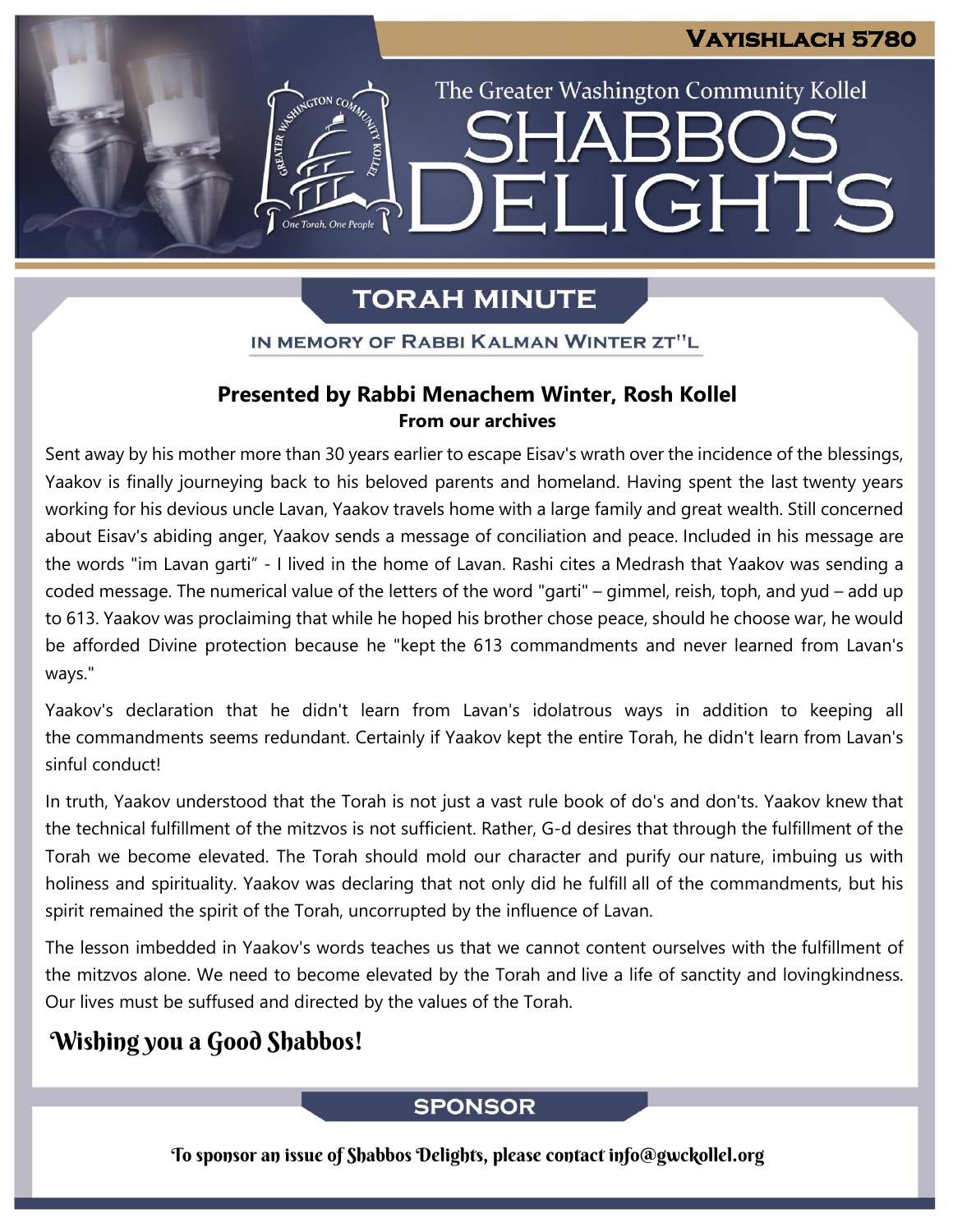# Vayishlach 5780

The Greater Washington Community Kollel

# Shabbos Delights

## Torah Minute

In memory of Rabbi Kalman Winter zt"l

**Presented by Rabbi Menachem Winter, Rosh Kollel**
**From our archives**

Sent away by his mother more than 30 years earlier to escape Eisav's wrath over the incidence of the blessings, Yaakov is finally journeying back to his beloved parents and homeland. Having spent the last twenty years working for his devious uncle Lavan, Yaakov travels home with a large family and great wealth. Still concerned about Eisav's abiding anger, Yaakov sends a message of conciliation and peace. Included in his message are the words "im Lavan garti" - I lived in the home of Lavan. Rashi cites a Medrash that Yaakov was sending a coded message. The numerical value of the letters of the word "garti" – gimmel, reish, toph, and yud – add up to 613. Yaakov was proclaiming that while he hoped his brother chose peace, should he choose war, he would be afforded Divine protection because he "kept the 613 commandments and never learned from Lavan's ways."

Yaakov's declaration that he didn't learn from Lavan's idolatrous ways in addition to keeping all the commandments seems redundant. Certainly if Yaakov kept the entire Torah, he didn't learn from Lavan's sinful conduct!

In truth, Yaakov understood that the Torah is not just a vast rule book of do's and don'ts. Yaakov knew that the technical fulfillment of the mitzvos is not sufficient. Rather, G-d desires that through the fulfillment of the Torah we become elevated. The Torah should mold our character and purify our nature, imbuing us with holiness and spirituality. Yaakov was declaring that not only did he fulfill all of the commandments, but his spirit remained the spirit of the Torah, uncorrupted by the influence of Lavan.

The lesson imbedded in Yaakov's words teaches us that we cannot content ourselves with the fulfillment of the mitzvos alone. We need to become elevated by the Torah and live a life of sanctity and lovingkindness. Our lives must be suffused and directed by the values of the Torah.

*Wishing you a Good Shabbos!*

## Sponsor

To sponsor an issue of Shabbos Delights, please contact info@gwckollel.org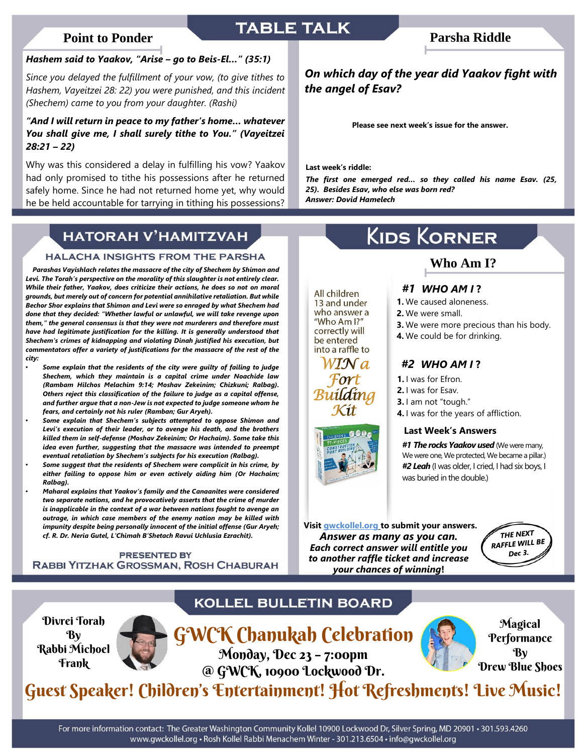# TABLE TALK

## Point to Ponder

***Hashem said to Yaakov, "Arise – go to Beis-El..." (35:1)***

*Since you delayed the fulfillment of your vow, (to give tithes to Hashem, Vayeitzei 28: 22) you were punished, and this incident (Shechem) came to you from your daughter. (Rashi)*

***"And I will return in peace to my father's home... whatever You shall give me, I shall surely tithe to You." (Vayeitzei 28:21 – 22)***

Why was this considered a delay in fulfilling his vow? Yaakov had only promised to tithe his possessions after he returned safely home. Since he had not returned home yet, why would he be held accountable for tarrying in tithing his possessions?

## Parsha Riddle

***On which day of the year did Yaakov fight with the angel of Esav?***

**Please see next week's issue for the answer.**

**Last week's riddle:**

***The first one emerged red... so they called his name Esav. (25, 25). Besides Esav, who else was born red?***
***Answer: Dovid Hamelech***

# HATORAH V'HAMITZVAH

## HALACHA INSIGHTS FROM THE PARSHA

***Parashas Vayishlach relates the massacre of the city of Shechem by Shimon and Levi. The Torah's perspective on the morality of this slaughter is not entirely clear. While their father, Yaakov, does criticize their actions, he does so not on moral grounds, but merely out of concern for potential annihilative retaliation. But while Bechor Shor explains that Shimon and Levi were so enraged by what Shechem had done that they decided: "Whether lawful or unlawful, we will take revenge upon them," the general consensus is that they were not murderers and therefore must have had legitimate justification for the killing. It is generally understood that Shechem's crimes of kidnapping and violating Dinah justified his execution, but commentators offer a variety of justifications for the massacre of the rest of the city:***

- ***Some explain that the residents of the city were guilty of failing to judge Shechem, which they maintain is a capital crime under Noachide law (Rambam Hilchos Melachim 9:14; Moshav Zekeinim; Chizkuni; Ralbag). Others reject this classification of the failure to judge as a capital offense, and further argue that a non-Jew is not expected to judge someone whom he fears, and certainly not his ruler (Ramban; Gur Aryeh).***
- ***Some explain that Shechem's subjects attempted to oppose Shimon and Levi's execution of their leader, or to avenge his death, and the brothers killed them in self-defense (Moshav Zekeinim; Or Hachaim). Some take this idea even further, suggesting that the massacre was intended to preempt eventual retaliation by Shechem's subjects for his execution (Ralbag).***
- ***Some suggest that the residents of Shechem were complicit in his crime, by either failing to oppose him or even actively aiding him (Or Hachaim; Ralbag).***
- ***Maharal explains that Yaakov's family and the Canaanites were considered two separate nations, and he provocatively asserts that the crime of murder is inapplicable in the context of a war between nations fought to avenge an outrage, in which case members of the enemy nation may be killed with impunity despite being personally innocent of the initial offense (Gur Aryeh; cf. R. Dr. Neria Gutel, L'Chimah B'Shetach Ravui Uchlusia Ezrachit).***

PRESENTED BY
RABBI YITZHAK GROSSMAN, ROSH CHABURAH

# KIDS KORNER

## Who Am I?

All children 13 and under who answer a "Who Am I?" correctly will be entered into a raffle to *WIN a Fort Building Kit*

### #1 WHO AM I ?

1. We caused aloneness.
2. We were small.
3. We were more precious than his body.
4. We could be for drinking.

### #2 WHO AM I ?

1. I was for Efron.
2. I was for Esav.
3. I am not "tough."
4. I was for the years of affliction.

### Last Week's Answers

***#1 The rocks Yaakov used*** (We were many, We were one, We protected, We became a pillar.)
***#2 Leah*** (I was older, I cried, I had six boys, I was buried in the double.)

**Visit gwckollel.org to submit your answers.**
***Answer as many as you can. Each correct answer will entitle you to another raffle ticket and increase your chances of winning!***

*THE NEXT RAFFLE WILL BE Dec 3.*

# KOLLEL BULLETIN BOARD

Divrei Torah By Rabbi Michoel Frank

**GWCK Chanukah Celebration**
Monday, Dec 23 – 7:00pm
@ GWCK, 10900 Lockwood Dr.

Magical Performance By Drew Blue Shoes

Guest Speaker! Children's Entertainment! Hot Refreshments! Live Music!

For more information contact: The Greater Washington Community Kollel 10900 Lockwood Dr, Silver Spring, MD 20901 • 301.593.4260
www.gwckollel.org • Rosh Kollel Rabbi Menachem Winter - 301.213.6504 • info@gwckollel.org